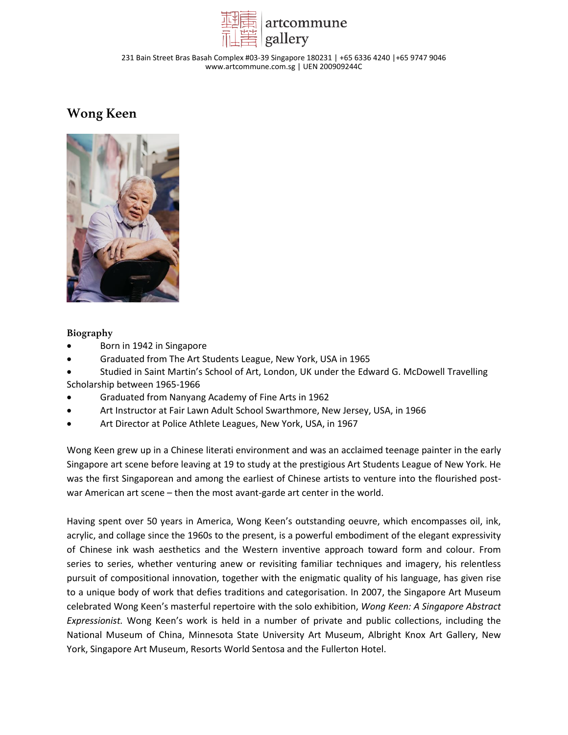# Wong Keen

### Biography

- Born in 1942 in Singapore
- Graduated from The Art Students League, New York, USA in 1965
- Studied in Saint Martin's School of Art, London, UK under the Edward G. McDowell Travelling Scholarship between 1965-1966
- Graduated from Nanyang Academy of Fine Arts in 1962
- Art Instructor at Fair Lawn Adult School Swarthmore, New Jersey, USA, in 1966
- Art Director at Police Athlete Leagues, New York, USA, in 1967

Wong Keen grew up in a Chinese literati environment and was an acclaimed teenage painter in the early Singapore art scene before leaving at 19 to study at the prestigious Art Students League of New York. He was the first Singaporean and among the earliest of Chinese artists to venture into the flourished post-war American art scene – then the most avant-garde art center in the world.

Having spent over 50 years in America, Wong Keen's outstanding oeuvre, which encompasses oil, ink, acrylic, and collage since the 1960s to the present, is a powerful embodiment of the elegant expressivity of Chinese ink wash aesthetics and the Western inventive approach toward form and colour. From series to series, whether venturing anew or revisiting familiar techniques and imagery, his relentless pursuit of compositional innovation, together with the enigmatic quality of his language, has given rise to a unique body of work that defies traditions and categorisation. In 2007, the Singapore Art Museum celebrated Wong Keen's masterful repertoire with the solo exhibition, *Wong Keen: A Singapore Abstract Expressionist.* Wong Keen's work is held in a number of private and public collections, including the National Museum of China, Minnesota State University Art Museum, Albright Knox Art Gallery, New York, Singapore Art Museum, Resorts World Sentosa and the Fullerton Hotel.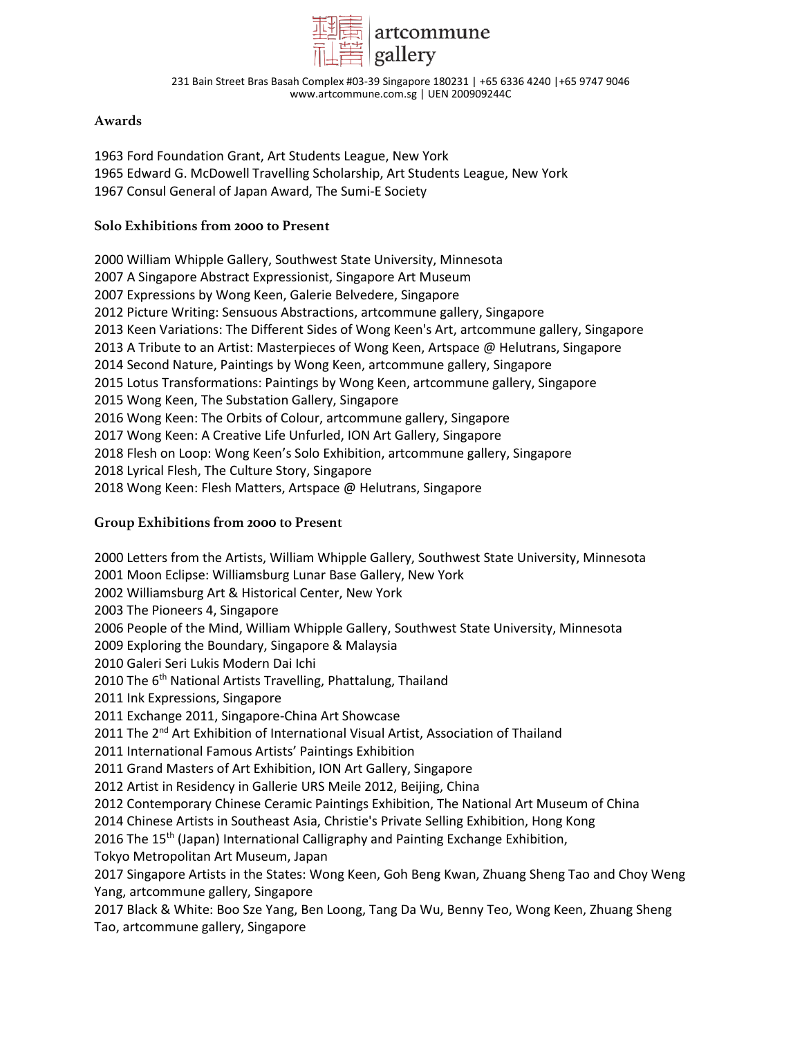## Awards

1963 Ford Foundation Grant, Art Students League, New York
1965 Edward G. McDowell Travelling Scholarship, Art Students League, New York
1967 Consul General of Japan Award, The Sumi-E Society

## Solo Exhibitions from 2000 to Present

2000 William Whipple Gallery, Southwest State University, Minnesota
2007 A Singapore Abstract Expressionist, Singapore Art Museum
2007 Expressions by Wong Keen, Galerie Belvedere, Singapore
2012 Picture Writing: Sensuous Abstractions, artcommune gallery, Singapore
2013 Keen Variations: The Different Sides of Wong Keen's Art, artcommune gallery, Singapore
2013 A Tribute to an Artist: Masterpieces of Wong Keen, Artspace @ Helutrans, Singapore
2014 Second Nature, Paintings by Wong Keen, artcommune gallery, Singapore
2015 Lotus Transformations: Paintings by Wong Keen, artcommune gallery, Singapore
2015 Wong Keen, The Substation Gallery, Singapore
2016 Wong Keen: The Orbits of Colour, artcommune gallery, Singapore
2017 Wong Keen: A Creative Life Unfurled, ION Art Gallery, Singapore
2018 Flesh on Loop: Wong Keen's Solo Exhibition, artcommune gallery, Singapore
2018 Lyrical Flesh, The Culture Story, Singapore
2018 Wong Keen: Flesh Matters, Artspace @ Helutrans, Singapore

## Group Exhibitions from 2000 to Present

2000 Letters from the Artists, William Whipple Gallery, Southwest State University, Minnesota
2001 Moon Eclipse: Williamsburg Lunar Base Gallery, New York
2002 Williamsburg Art & Historical Center, New York
2003 The Pioneers 4, Singapore
2006 People of the Mind, William Whipple Gallery, Southwest State University, Minnesota
2009 Exploring the Boundary, Singapore & Malaysia
2010 Galeri Seri Lukis Modern Dai Ichi
2010 The 6th National Artists Travelling, Phattalung, Thailand
2011 Ink Expressions, Singapore
2011 Exchange 2011, Singapore-China Art Showcase
2011 The 2nd Art Exhibition of International Visual Artist, Association of Thailand
2011 International Famous Artists' Paintings Exhibition
2011 Grand Masters of Art Exhibition, ION Art Gallery, Singapore
2012 Artist in Residency in Gallerie URS Meile 2012, Beijing, China
2012 Contemporary Chinese Ceramic Paintings Exhibition, The National Art Museum of China
2014 Chinese Artists in Southeast Asia, Christie's Private Selling Exhibition, Hong Kong
2016 The 15th (Japan) International Calligraphy and Painting Exchange Exhibition, Tokyo Metropolitan Art Museum, Japan
2017 Singapore Artists in the States: Wong Keen, Goh Beng Kwan, Zhuang Sheng Tao and Choy Weng Yang, artcommune gallery, Singapore
2017 Black & White: Boo Sze Yang, Ben Loong, Tang Da Wu, Benny Teo, Wong Keen, Zhuang Sheng Tao, artcommune gallery, Singapore